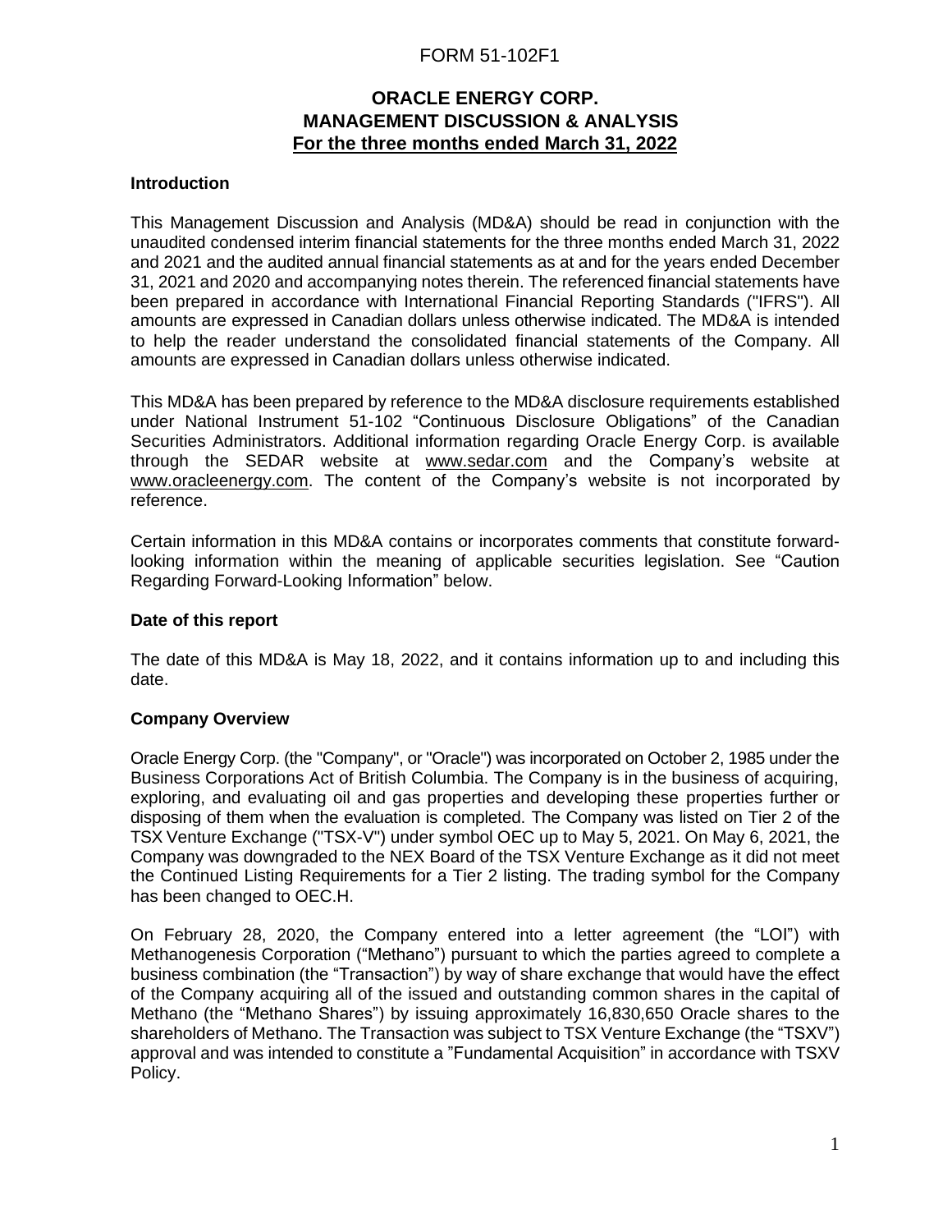FORM 51-102F1

# ORACLE ENERGY CORP.
# MANAGEMENT DISCUSSION & ANALYSIS
# For the three months ended March 31, 2022

## Introduction

This Management Discussion and Analysis (MD&A) should be read in conjunction with the unaudited condensed interim financial statements for the three months ended March 31, 2022 and 2021 and the audited annual financial statements as at and for the years ended December 31, 2021 and 2020 and accompanying notes therein. The referenced financial statements have been prepared in accordance with International Financial Reporting Standards ("IFRS"). All amounts are expressed in Canadian dollars unless otherwise indicated. The MD&A is intended to help the reader understand the consolidated financial statements of the Company. All amounts are expressed in Canadian dollars unless otherwise indicated.

This MD&A has been prepared by reference to the MD&A disclosure requirements established under National Instrument 51-102 "Continuous Disclosure Obligations" of the Canadian Securities Administrators. Additional information regarding Oracle Energy Corp. is available through the SEDAR website at www.sedar.com and the Company's website at www.oracleenergy.com. The content of the Company's website is not incorporated by reference.

Certain information in this MD&A contains or incorporates comments that constitute forward-looking information within the meaning of applicable securities legislation. See "Caution Regarding Forward-Looking Information" below.

## Date of this report

The date of this MD&A is May 18, 2022, and it contains information up to and including this date.

## Company Overview

Oracle Energy Corp. (the "Company", or "Oracle") was incorporated on October 2, 1985 under the Business Corporations Act of British Columbia. The Company is in the business of acquiring, exploring, and evaluating oil and gas properties and developing these properties further or disposing of them when the evaluation is completed. The Company was listed on Tier 2 of the TSX Venture Exchange ("TSX-V") under symbol OEC up to May 5, 2021. On May 6, 2021, the Company was downgraded to the NEX Board of the TSX Venture Exchange as it did not meet the Continued Listing Requirements for a Tier 2 listing. The trading symbol for the Company has been changed to OEC.H.

On February 28, 2020, the Company entered into a letter agreement (the "LOI") with Methanogenesis Corporation ("Methano") pursuant to which the parties agreed to complete a business combination (the "Transaction") by way of share exchange that would have the effect of the Company acquiring all of the issued and outstanding common shares in the capital of Methano (the "Methano Shares") by issuing approximately 16,830,650 Oracle shares to the shareholders of Methano. The Transaction was subject to TSX Venture Exchange (the "TSXV") approval and was intended to constitute a "Fundamental Acquisition" in accordance with TSXV Policy.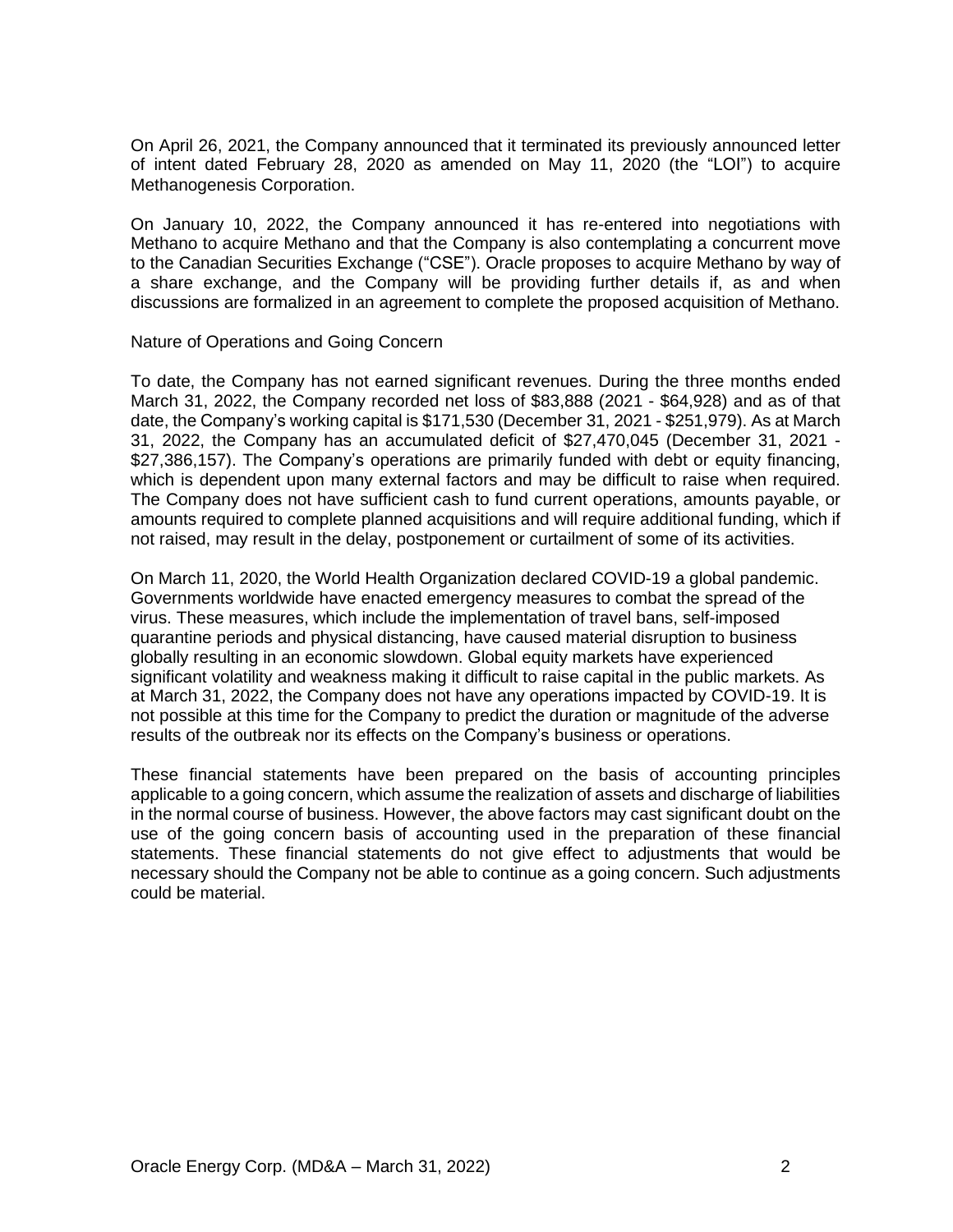On April 26, 2021, the Company announced that it terminated its previously announced letter of intent dated February 28, 2020 as amended on May 11, 2020 (the "LOI") to acquire Methanogenesis Corporation.

On January 10, 2022, the Company announced it has re-entered into negotiations with Methano to acquire Methano and that the Company is also contemplating a concurrent move to the Canadian Securities Exchange ("CSE"). Oracle proposes to acquire Methano by way of a share exchange, and the Company will be providing further details if, as and when discussions are formalized in an agreement to complete the proposed acquisition of Methano.

## Nature of Operations and Going Concern

To date, the Company has not earned significant revenues. During the three months ended March 31, 2022, the Company recorded net loss of $83,888 (2021 - $64,928) and as of that date, the Company's working capital is $171,530 (December 31, 2021 - $251,979). As at March 31, 2022, the Company has an accumulated deficit of $27,470,045 (December 31, 2021 - $27,386,157). The Company's operations are primarily funded with debt or equity financing, which is dependent upon many external factors and may be difficult to raise when required. The Company does not have sufficient cash to fund current operations, amounts payable, or amounts required to complete planned acquisitions and will require additional funding, which if not raised, may result in the delay, postponement or curtailment of some of its activities.

On March 11, 2020, the World Health Organization declared COVID-19 a global pandemic. Governments worldwide have enacted emergency measures to combat the spread of the virus. These measures, which include the implementation of travel bans, self-imposed quarantine periods and physical distancing, have caused material disruption to business globally resulting in an economic slowdown. Global equity markets have experienced significant volatility and weakness making it difficult to raise capital in the public markets. As at March 31, 2022, the Company does not have any operations impacted by COVID-19. It is not possible at this time for the Company to predict the duration or magnitude of the adverse results of the outbreak nor its effects on the Company's business or operations.

These financial statements have been prepared on the basis of accounting principles applicable to a going concern, which assume the realization of assets and discharge of liabilities in the normal course of business. However, the above factors may cast significant doubt on the use of the going concern basis of accounting used in the preparation of these financial statements. These financial statements do not give effect to adjustments that would be necessary should the Company not be able to continue as a going concern. Such adjustments could be material.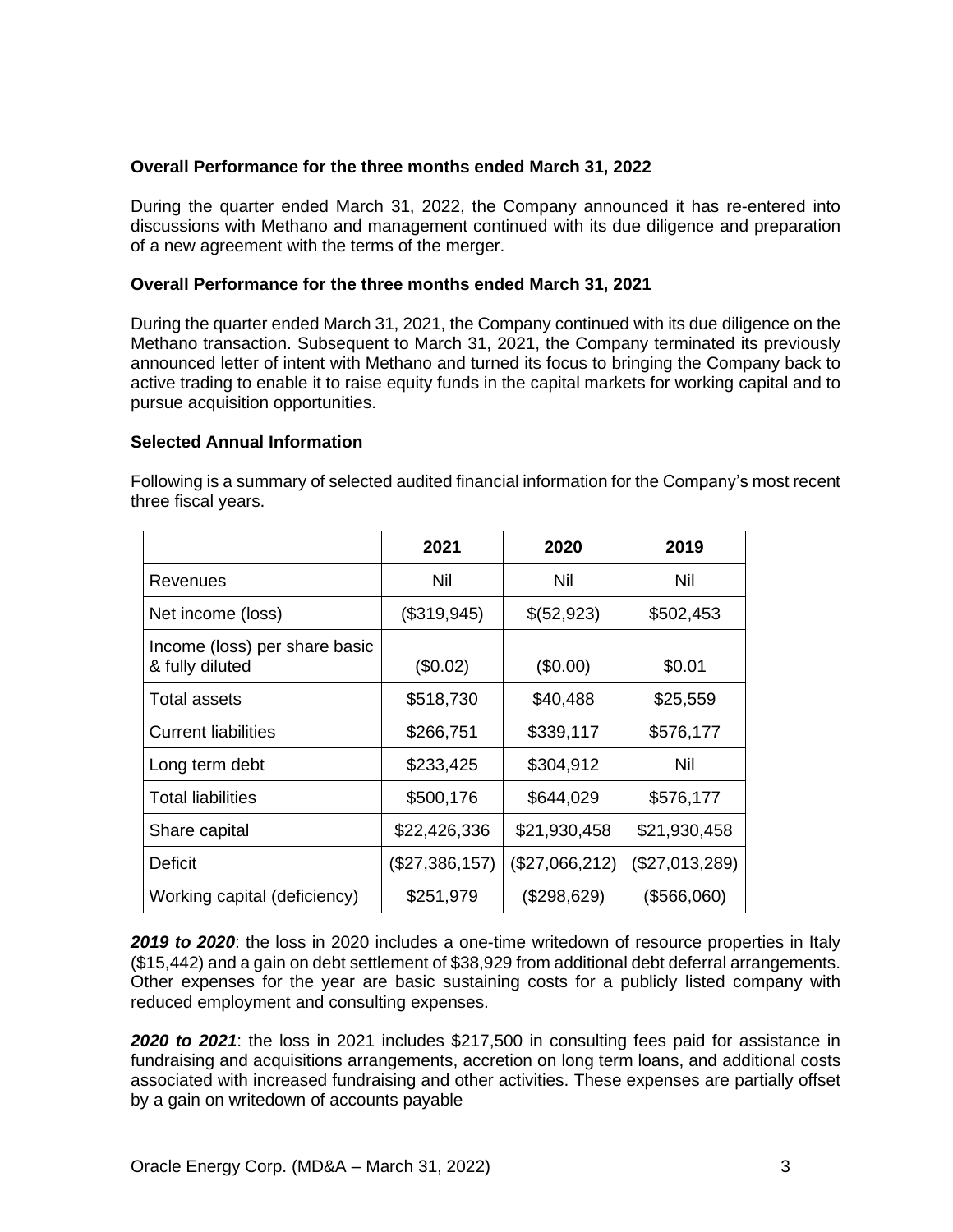**Overall Performance for the three months ended March 31, 2022**

During the quarter ended March 31, 2022, the Company announced it has re-entered into discussions with Methano and management continued with its due diligence and preparation of a new agreement with the terms of the merger.

**Overall Performance for the three months ended March 31, 2021**

During the quarter ended March 31, 2021, the Company continued with its due diligence on the Methano transaction. Subsequent to March 31, 2021, the Company terminated its previously announced letter of intent with Methano and turned its focus to bringing the Company back to active trading to enable it to raise equity funds in the capital markets for working capital and to pursue acquisition opportunities.

**Selected Annual Information**

Following is a summary of selected audited financial information for the Company's most recent three fiscal years.

| | 2021 | 2020 | 2019 |
|---|---|---|---|
| Revenues | Nil | Nil | Nil |
| Net income (loss) | ($319,945) | $(52,923) | $502,453 |
| Income (loss) per share basic & fully diluted | ($0.02) | ($0.00) | $0.01 |
| Total assets | $518,730 | $40,488 | $25,559 |
| Current liabilities | $266,751 | $339,117 | $576,177 |
| Long term debt | $233,425 | $304,912 | Nil |
| Total liabilities | $500,176 | $644,029 | $576,177 |
| Share capital | $22,426,336 | $21,930,458 | $21,930,458 |
| Deficit | ($27,386,157) | ($27,066,212) | ($27,013,289) |
| Working capital (deficiency) | $251,979 | ($298,629) | ($566,060) |

***2019 to 2020***: the loss in 2020 includes a one-time writedown of resource properties in Italy ($15,442) and a gain on debt settlement of $38,929 from additional debt deferral arrangements. Other expenses for the year are basic sustaining costs for a publicly listed company with reduced employment and consulting expenses.

***2020 to 2021***: the loss in 2021 includes $217,500 in consulting fees paid for assistance in fundraising and acquisitions arrangements, accretion on long term loans, and additional costs associated with increased fundraising and other activities. These expenses are partially offset by a gain on writedown of accounts payable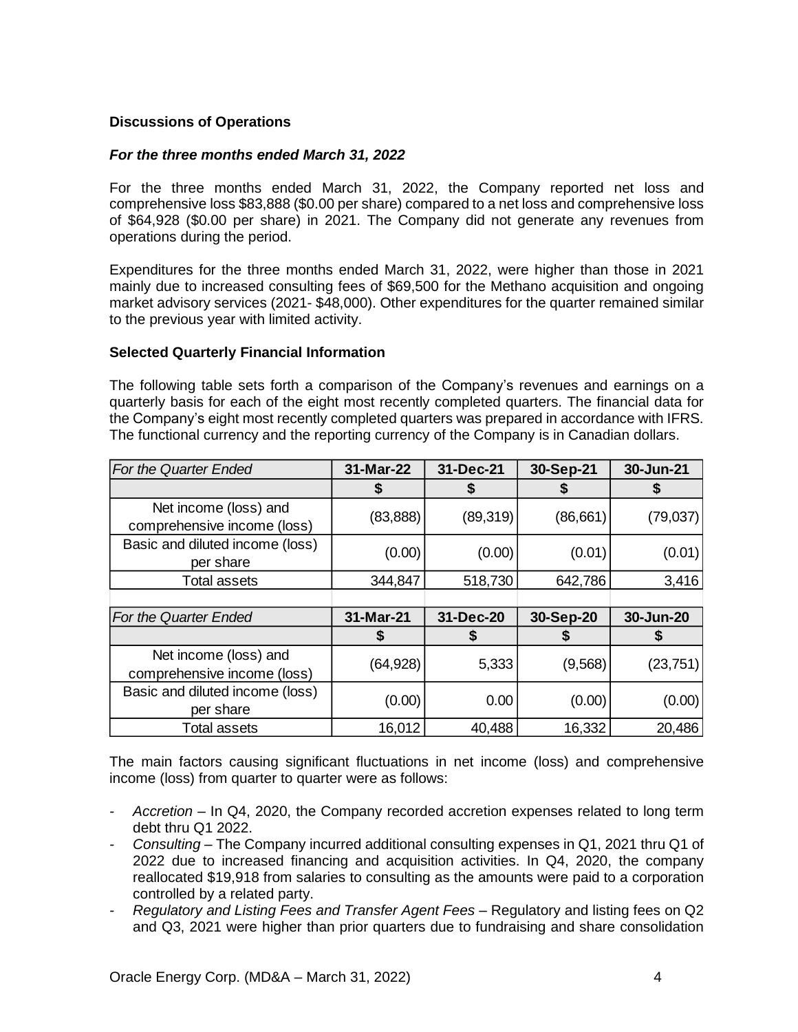**Discussions of Operations**

***For the three months ended March 31, 2022***

For the three months ended March 31, 2022, the Company reported net loss and comprehensive loss $83,888 ($0.00 per share) compared to a net loss and comprehensive loss of $64,928 ($0.00 per share) in 2021. The Company did not generate any revenues from operations during the period.

Expenditures for the three months ended March 31, 2022, were higher than those in 2021 mainly due to increased consulting fees of $69,500 for the Methano acquisition and ongoing market advisory services (2021- $48,000). Other expenditures for the quarter remained similar to the previous year with limited activity.

**Selected Quarterly Financial Information**

The following table sets forth a comparison of the Company's revenues and earnings on a quarterly basis for each of the eight most recently completed quarters. The financial data for the Company's eight most recently completed quarters was prepared in accordance with IFRS. The functional currency and the reporting currency of the Company is in Canadian dollars.

| *For the Quarter Ended* | **31-Mar-22** | **31-Dec-21** | **30-Sep-21** | **30-Jun-21** |
|---|---|---|---|---|
| | **$** | **$** | **$** | **$** |
| Net income (loss) and comprehensive income (loss) | (83,888) | (89,319) | (86,661) | (79,037) |
| Basic and diluted income (loss) per share | (0.00) | (0.00) | (0.01) | (0.01) |
| Total assets | 344,847 | 518,730 | 642,786 | 3,416 |
| *For the Quarter Ended* | **31-Mar-21** | **31-Dec-20** | **30-Sep-20** | **30-Jun-20** |
| | **$** | **$** | **$** | **$** |
| Net income (loss) and comprehensive income (loss) | (64,928) | 5,333 | (9,568) | (23,751) |
| Basic and diluted income (loss) per share | (0.00) | 0.00 | (0.00) | (0.00) |
| Total assets | 16,012 | 40,488 | 16,332 | 20,486 |

The main factors causing significant fluctuations in net income (loss) and comprehensive income (loss) from quarter to quarter were as follows:

- *Accretion* – In Q4, 2020, the Company recorded accretion expenses related to long term debt thru Q1 2022.
- *Consulting* – The Company incurred additional consulting expenses in Q1, 2021 thru Q1 of 2022 due to increased financing and acquisition activities. In Q4, 2020, the company reallocated $19,918 from salaries to consulting as the amounts were paid to a corporation controlled by a related party.
- *Regulatory and Listing Fees and Transfer Agent Fees* – Regulatory and listing fees on Q2 and Q3, 2021 were higher than prior quarters due to fundraising and share consolidation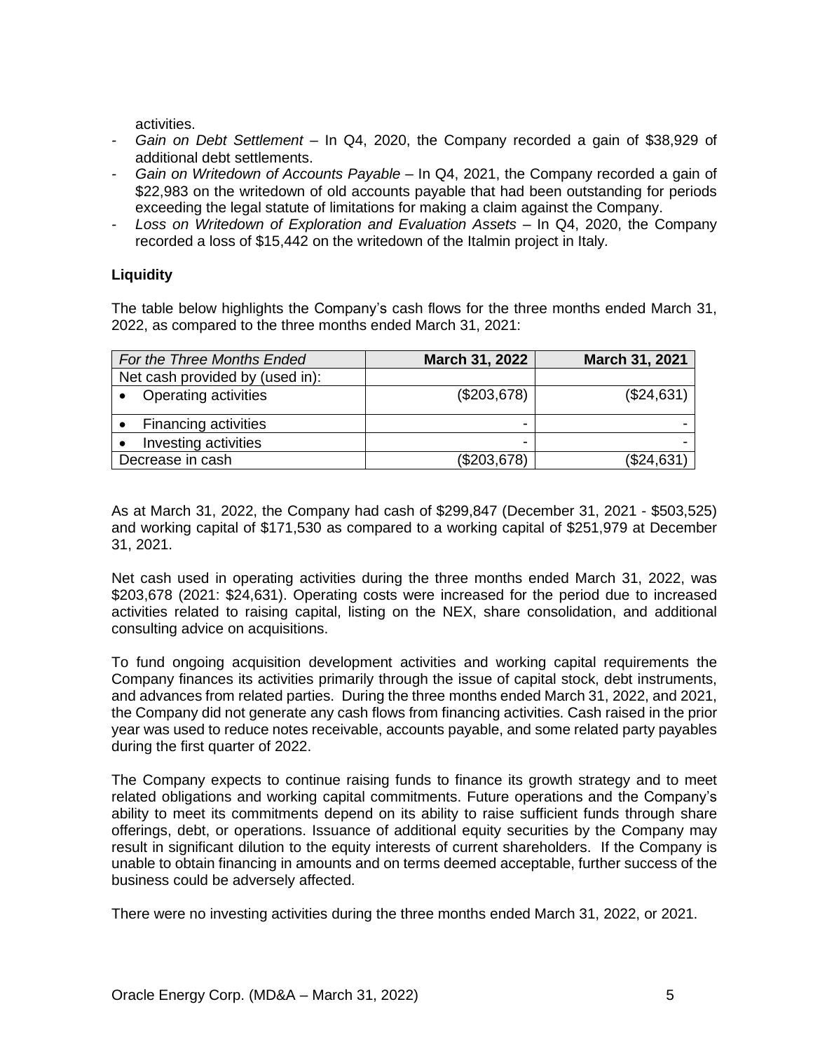activities.

- *Gain on Debt Settlement* – In Q4, 2020, the Company recorded a gain of $38,929 of additional debt settlements.
- *Gain on Writedown of Accounts Payable* – In Q4, 2021, the Company recorded a gain of $22,983 on the writedown of old accounts payable that had been outstanding for periods exceeding the legal statute of limitations for making a claim against the Company.
- *Loss on Writedown of Exploration and Evaluation Assets* – In Q4, 2020, the Company recorded a loss of $15,442 on the writedown of the Italmin project in Italy.

**Liquidity**

The table below highlights the Company's cash flows for the three months ended March 31, 2022, as compared to the three months ended March 31, 2021:

| *For the Three Months Ended* | **March 31, 2022** | **March 31, 2021** |
|---|---|---|
| Net cash provided by (used in): | | |
| • Operating activities | ($203,678) | ($24,631) |
| • Financing activities | - | - |
| • Investing activities | - | - |
| Decrease in cash | ($203,678) | ($24,631) |

As at March 31, 2022, the Company had cash of $299,847 (December 31, 2021 - $503,525) and working capital of $171,530 as compared to a working capital of $251,979 at December 31, 2021.

Net cash used in operating activities during the three months ended March 31, 2022, was $203,678 (2021: $24,631). Operating costs were increased for the period due to increased activities related to raising capital, listing on the NEX, share consolidation, and additional consulting advice on acquisitions.

To fund ongoing acquisition development activities and working capital requirements the Company finances its activities primarily through the issue of capital stock, debt instruments, and advances from related parties. During the three months ended March 31, 2022, and 2021, the Company did not generate any cash flows from financing activities. Cash raised in the prior year was used to reduce notes receivable, accounts payable, and some related party payables during the first quarter of 2022.

The Company expects to continue raising funds to finance its growth strategy and to meet related obligations and working capital commitments. Future operations and the Company's ability to meet its commitments depend on its ability to raise sufficient funds through share offerings, debt, or operations. Issuance of additional equity securities by the Company may result in significant dilution to the equity interests of current shareholders. If the Company is unable to obtain financing in amounts and on terms deemed acceptable, further success of the business could be adversely affected.

There were no investing activities during the three months ended March 31, 2022, or 2021.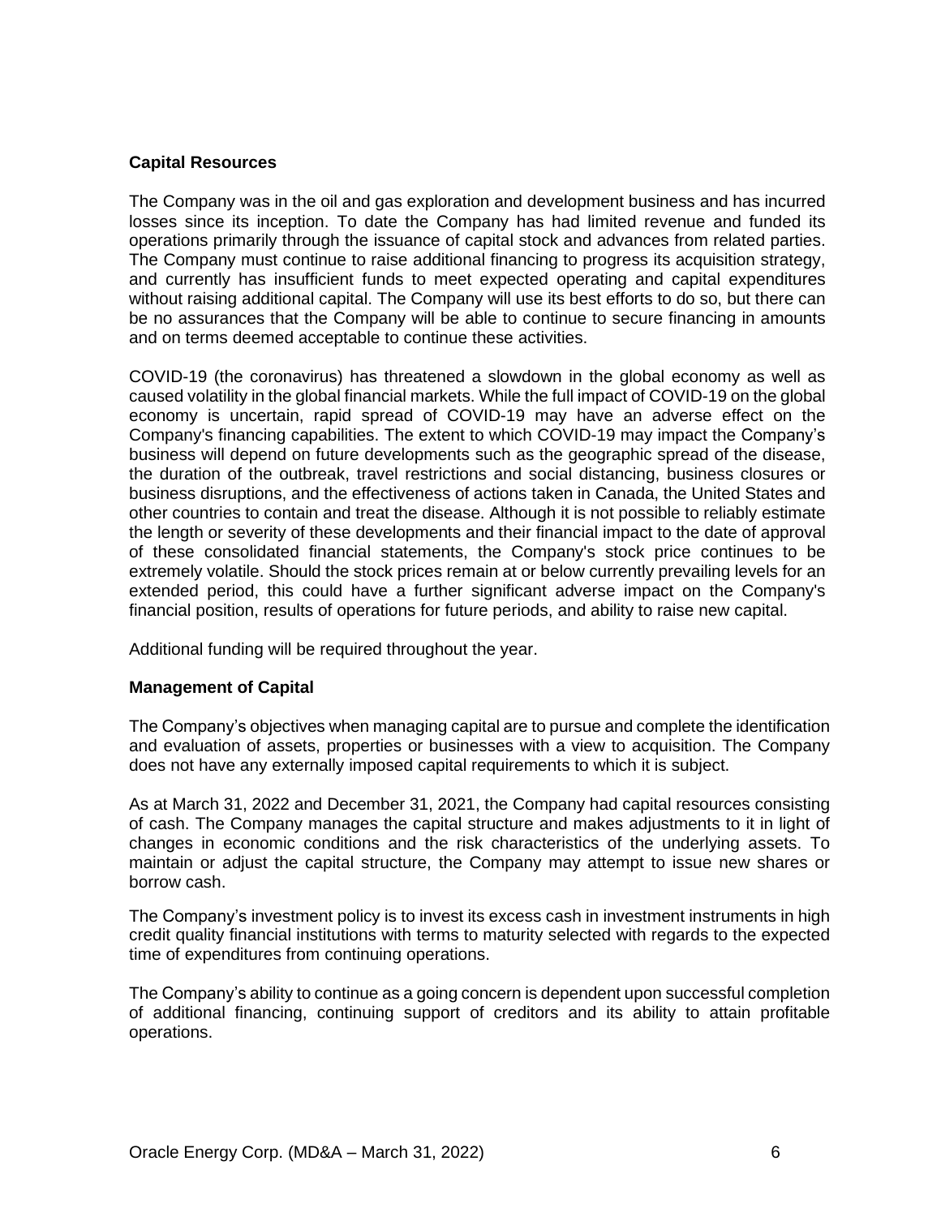**Capital Resources**

The Company was in the oil and gas exploration and development business and has incurred losses since its inception. To date the Company has had limited revenue and funded its operations primarily through the issuance of capital stock and advances from related parties. The Company must continue to raise additional financing to progress its acquisition strategy, and currently has insufficient funds to meet expected operating and capital expenditures without raising additional capital. The Company will use its best efforts to do so, but there can be no assurances that the Company will be able to continue to secure financing in amounts and on terms deemed acceptable to continue these activities.

COVID-19 (the coronavirus) has threatened a slowdown in the global economy as well as caused volatility in the global financial markets. While the full impact of COVID-19 on the global economy is uncertain, rapid spread of COVID-19 may have an adverse effect on the Company's financing capabilities. The extent to which COVID-19 may impact the Company's business will depend on future developments such as the geographic spread of the disease, the duration of the outbreak, travel restrictions and social distancing, business closures or business disruptions, and the effectiveness of actions taken in Canada, the United States and other countries to contain and treat the disease. Although it is not possible to reliably estimate the length or severity of these developments and their financial impact to the date of approval of these consolidated financial statements, the Company's stock price continues to be extremely volatile. Should the stock prices remain at or below currently prevailing levels for an extended period, this could have a further significant adverse impact on the Company's financial position, results of operations for future periods, and ability to raise new capital.

Additional funding will be required throughout the year.

**Management of Capital**

The Company's objectives when managing capital are to pursue and complete the identification and evaluation of assets, properties or businesses with a view to acquisition. The Company does not have any externally imposed capital requirements to which it is subject.

As at March 31, 2022 and December 31, 2021, the Company had capital resources consisting of cash. The Company manages the capital structure and makes adjustments to it in light of changes in economic conditions and the risk characteristics of the underlying assets. To maintain or adjust the capital structure, the Company may attempt to issue new shares or borrow cash.

The Company's investment policy is to invest its excess cash in investment instruments in high credit quality financial institutions with terms to maturity selected with regards to the expected time of expenditures from continuing operations.

The Company's ability to continue as a going concern is dependent upon successful completion of additional financing, continuing support of creditors and its ability to attain profitable operations.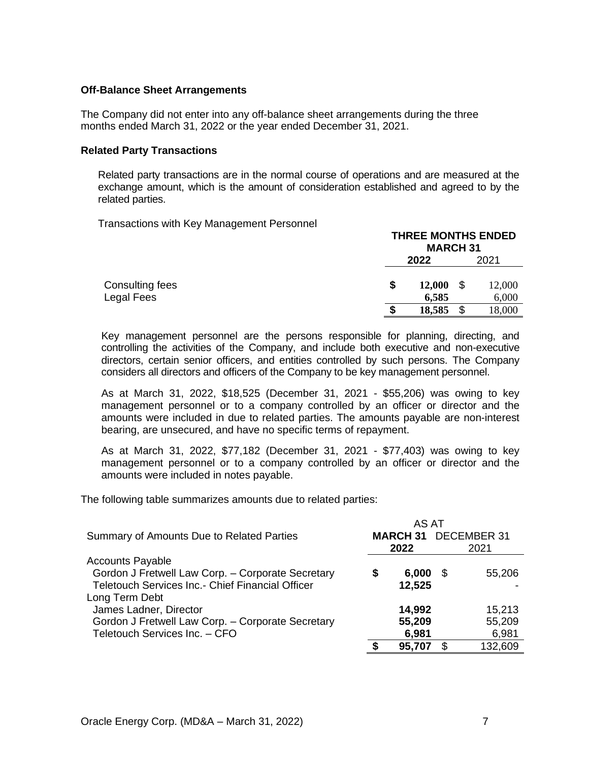**Off-Balance Sheet Arrangements**

The Company did not enter into any off-balance sheet arrangements during the three months ended March 31, 2022 or the year ended December 31, 2021.

**Related Party Transactions**

Related party transactions are in the normal course of operations and are measured at the exchange amount, which is the amount of consideration established and agreed to by the related parties.

Transactions with Key Management Personnel

| | THREE MONTHS ENDED MARCH 31 | |
|---|---|---|
| | **2022** | 2021 |
| Consulting fees | **$ 12,000** | $ 12,000 |
| Legal Fees | **6,585** | 6,000 |
| | **$ 18,585** | $ 18,000 |

Key management personnel are the persons responsible for planning, directing, and controlling the activities of the Company, and include both executive and non-executive directors, certain senior officers, and entities controlled by such persons. The Company considers all directors and officers of the Company to be key management personnel.

As at March 31, 2022, $18,525 (December 31, 2021 - $55,206) was owing to key management personnel or to a company controlled by an officer or director and the amounts were included in due to related parties. The amounts payable are non-interest bearing, are unsecured, and have no specific terms of repayment.

As at March 31, 2022, $77,182 (December 31, 2021 - $77,403) was owing to key management personnel or to a company controlled by an officer or director and the amounts were included in notes payable.

The following table summarizes amounts due to related parties:

| Summary of Amounts Due to Related Parties | AS AT **MARCH 31 2022** | DECEMBER 31 2021 |
|---|---|---|
| Accounts Payable | | |
| Gordon J Fretwell Law Corp. – Corporate Secretary | **$ 6,000** | $ 55,206 |
| Teletouch Services Inc.- Chief Financial Officer | **12,525** | - |
| Long Term Debt | | |
| James Ladner, Director | **14,992** | 15,213 |
| Gordon J Fretwell Law Corp. – Corporate Secretary | **55,209** | 55,209 |
| Teletouch Services Inc. – CFO | **6,981** | 6,981 |
| | **$ 95,707** | $ 132,609 |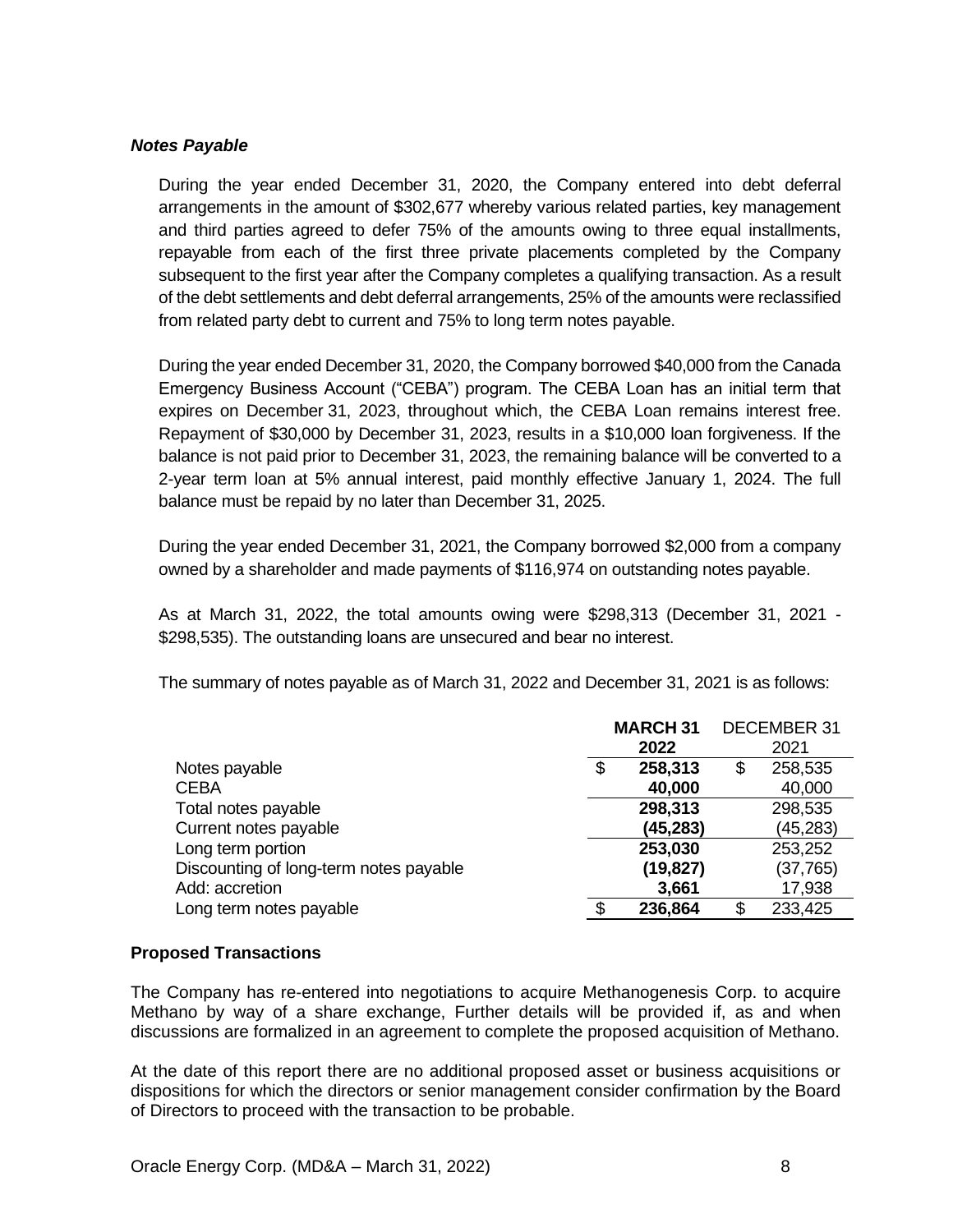### *Notes Payable*

During the year ended December 31, 2020, the Company entered into debt deferral arrangements in the amount of $302,677 whereby various related parties, key management and third parties agreed to defer 75% of the amounts owing to three equal installments, repayable from each of the first three private placements completed by the Company subsequent to the first year after the Company completes a qualifying transaction. As a result of the debt settlements and debt deferral arrangements, 25% of the amounts were reclassified from related party debt to current and 75% to long term notes payable.

During the year ended December 31, 2020, the Company borrowed $40,000 from the Canada Emergency Business Account ("CEBA") program. The CEBA Loan has an initial term that expires on December 31, 2023, throughout which, the CEBA Loan remains interest free. Repayment of $30,000 by December 31, 2023, results in a $10,000 loan forgiveness. If the balance is not paid prior to December 31, 2023, the remaining balance will be converted to a 2-year term loan at 5% annual interest, paid monthly effective January 1, 2024. The full balance must be repaid by no later than December 31, 2025.

During the year ended December 31, 2021, the Company borrowed $2,000 from a company owned by a shareholder and made payments of $116,974 on outstanding notes payable.

As at March 31, 2022, the total amounts owing were $298,313 (December 31, 2021 - $298,535). The outstanding loans are unsecured and bear no interest.

The summary of notes payable as of March 31, 2022 and December 31, 2021 is as follows:

| | **MARCH 31 2022** | DECEMBER 31 2021 |
|---|---|---|
| Notes payable | **$ 258,313** | $ 258,535 |
| CEBA | **40,000** | 40,000 |
| Total notes payable | **298,313** | 298,535 |
| Current notes payable | **(45,283)** | (45,283) |
| Long term portion | **253,030** | 253,252 |
| Discounting of long-term notes payable | **(19,827)** | (37,765) |
| Add: accretion | **3,661** | 17,938 |
| Long term notes payable | **$ 236,864** | $ 233,425 |

### **Proposed Transactions**

The Company has re-entered into negotiations to acquire Methanogenesis Corp. to acquire Methano by way of a share exchange, Further details will be provided if, as and when discussions are formalized in an agreement to complete the proposed acquisition of Methano.

At the date of this report there are no additional proposed asset or business acquisitions or dispositions for which the directors or senior management consider confirmation by the Board of Directors to proceed with the transaction to be probable.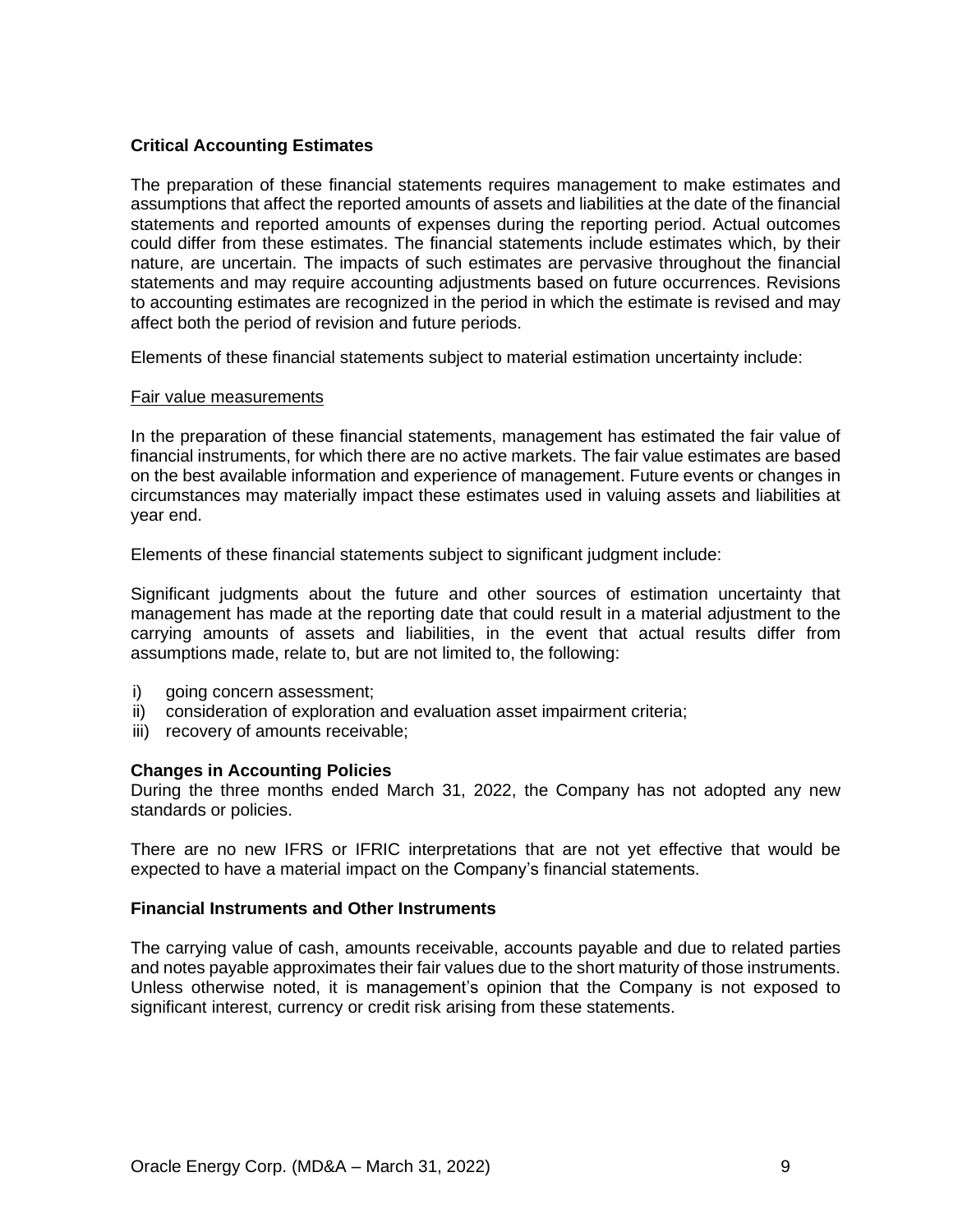### Critical Accounting Estimates

The preparation of these financial statements requires management to make estimates and assumptions that affect the reported amounts of assets and liabilities at the date of the financial statements and reported amounts of expenses during the reporting period. Actual outcomes could differ from these estimates. The financial statements include estimates which, by their nature, are uncertain. The impacts of such estimates are pervasive throughout the financial statements and may require accounting adjustments based on future occurrences. Revisions to accounting estimates are recognized in the period in which the estimate is revised and may affect both the period of revision and future periods.

Elements of these financial statements subject to material estimation uncertainty include:

<u>Fair value measurements</u>

In the preparation of these financial statements, management has estimated the fair value of financial instruments, for which there are no active markets. The fair value estimates are based on the best available information and experience of management. Future events or changes in circumstances may materially impact these estimates used in valuing assets and liabilities at year end.

Elements of these financial statements subject to significant judgment include:

Significant judgments about the future and other sources of estimation uncertainty that management has made at the reporting date that could result in a material adjustment to the carrying amounts of assets and liabilities, in the event that actual results differ from assumptions made, relate to, but are not limited to, the following:

i) going concern assessment;
ii) consideration of exploration and evaluation asset impairment criteria;
iii) recovery of amounts receivable;

### Changes in Accounting Policies

During the three months ended March 31, 2022, the Company has not adopted any new standards or policies.

There are no new IFRS or IFRIC interpretations that are not yet effective that would be expected to have a material impact on the Company's financial statements.

### Financial Instruments and Other Instruments

The carrying value of cash, amounts receivable, accounts payable and due to related parties and notes payable approximates their fair values due to the short maturity of those instruments. Unless otherwise noted, it is management's opinion that the Company is not exposed to significant interest, currency or credit risk arising from these statements.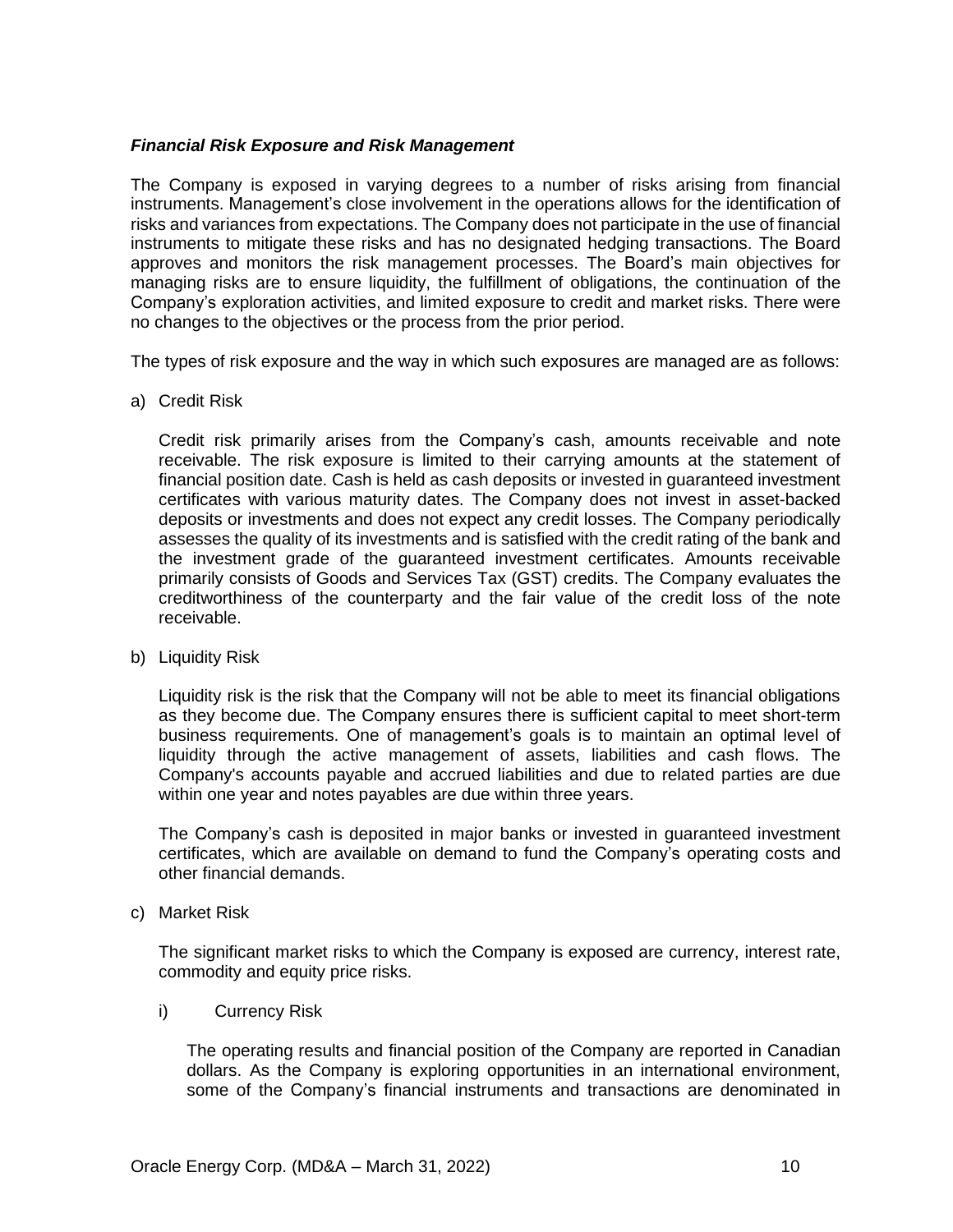***Financial Risk Exposure and Risk Management***

The Company is exposed in varying degrees to a number of risks arising from financial instruments. Management's close involvement in the operations allows for the identification of risks and variances from expectations. The Company does not participate in the use of financial instruments to mitigate these risks and has no designated hedging transactions. The Board approves and monitors the risk management processes. The Board's main objectives for managing risks are to ensure liquidity, the fulfillment of obligations, the continuation of the Company's exploration activities, and limited exposure to credit and market risks. There were no changes to the objectives or the process from the prior period.

The types of risk exposure and the way in which such exposures are managed are as follows:

a) Credit Risk

   Credit risk primarily arises from the Company's cash, amounts receivable and note receivable. The risk exposure is limited to their carrying amounts at the statement of financial position date. Cash is held as cash deposits or invested in guaranteed investment certificates with various maturity dates. The Company does not invest in asset-backed deposits or investments and does not expect any credit losses. The Company periodically assesses the quality of its investments and is satisfied with the credit rating of the bank and the investment grade of the guaranteed investment certificates. Amounts receivable primarily consists of Goods and Services Tax (GST) credits. The Company evaluates the creditworthiness of the counterparty and the fair value of the credit loss of the note receivable.

b) Liquidity Risk

   Liquidity risk is the risk that the Company will not be able to meet its financial obligations as they become due. The Company ensures there is sufficient capital to meet short-term business requirements. One of management's goals is to maintain an optimal level of liquidity through the active management of assets, liabilities and cash flows. The Company's accounts payable and accrued liabilities and due to related parties are due within one year and notes payables are due within three years.

   The Company's cash is deposited in major banks or invested in guaranteed investment certificates, which are available on demand to fund the Company's operating costs and other financial demands.

c) Market Risk

   The significant market risks to which the Company is exposed are currency, interest rate, commodity and equity price risks.

   i) Currency Risk

      The operating results and financial position of the Company are reported in Canadian dollars. As the Company is exploring opportunities in an international environment, some of the Company's financial instruments and transactions are denominated in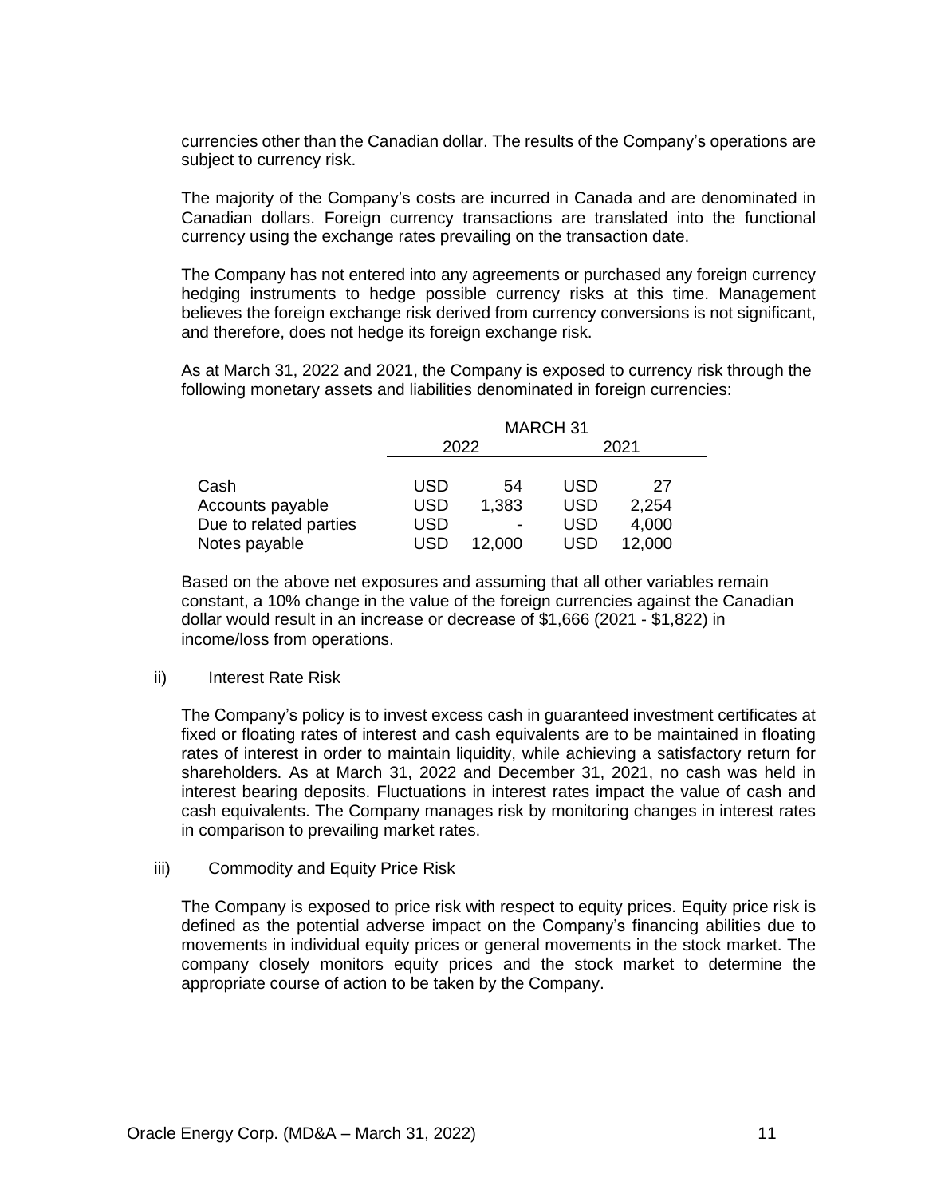currencies other than the Canadian dollar. The results of the Company's operations are subject to currency risk.

The majority of the Company's costs are incurred in Canada and are denominated in Canadian dollars. Foreign currency transactions are translated into the functional currency using the exchange rates prevailing on the transaction date.

The Company has not entered into any agreements or purchased any foreign currency hedging instruments to hedge possible currency risks at this time. Management believes the foreign exchange risk derived from currency conversions is not significant, and therefore, does not hedge its foreign exchange risk.

As at March 31, 2022 and 2021, the Company is exposed to currency risk through the following monetary assets and liabilities denominated in foreign currencies:

| | MARCH 31 | | | |
|---|---|---|---|---|
| | 2022 | | 2021 | |
| Cash | USD | 54 | USD | 27 |
| Accounts payable | USD | 1,383 | USD | 2,254 |
| Due to related parties | USD | - | USD | 4,000 |
| Notes payable | USD | 12,000 | USD | 12,000 |

Based on the above net exposures and assuming that all other variables remain constant, a 10% change in the value of the foreign currencies against the Canadian dollar would result in an increase or decrease of $1,666 (2021 - $1,822) in income/loss from operations.

ii) Interest Rate Risk

The Company's policy is to invest excess cash in guaranteed investment certificates at fixed or floating rates of interest and cash equivalents are to be maintained in floating rates of interest in order to maintain liquidity, while achieving a satisfactory return for shareholders. As at March 31, 2022 and December 31, 2021, no cash was held in interest bearing deposits. Fluctuations in interest rates impact the value of cash and cash equivalents. The Company manages risk by monitoring changes in interest rates in comparison to prevailing market rates.

iii) Commodity and Equity Price Risk

The Company is exposed to price risk with respect to equity prices. Equity price risk is defined as the potential adverse impact on the Company's financing abilities due to movements in individual equity prices or general movements in the stock market. The company closely monitors equity prices and the stock market to determine the appropriate course of action to be taken by the Company.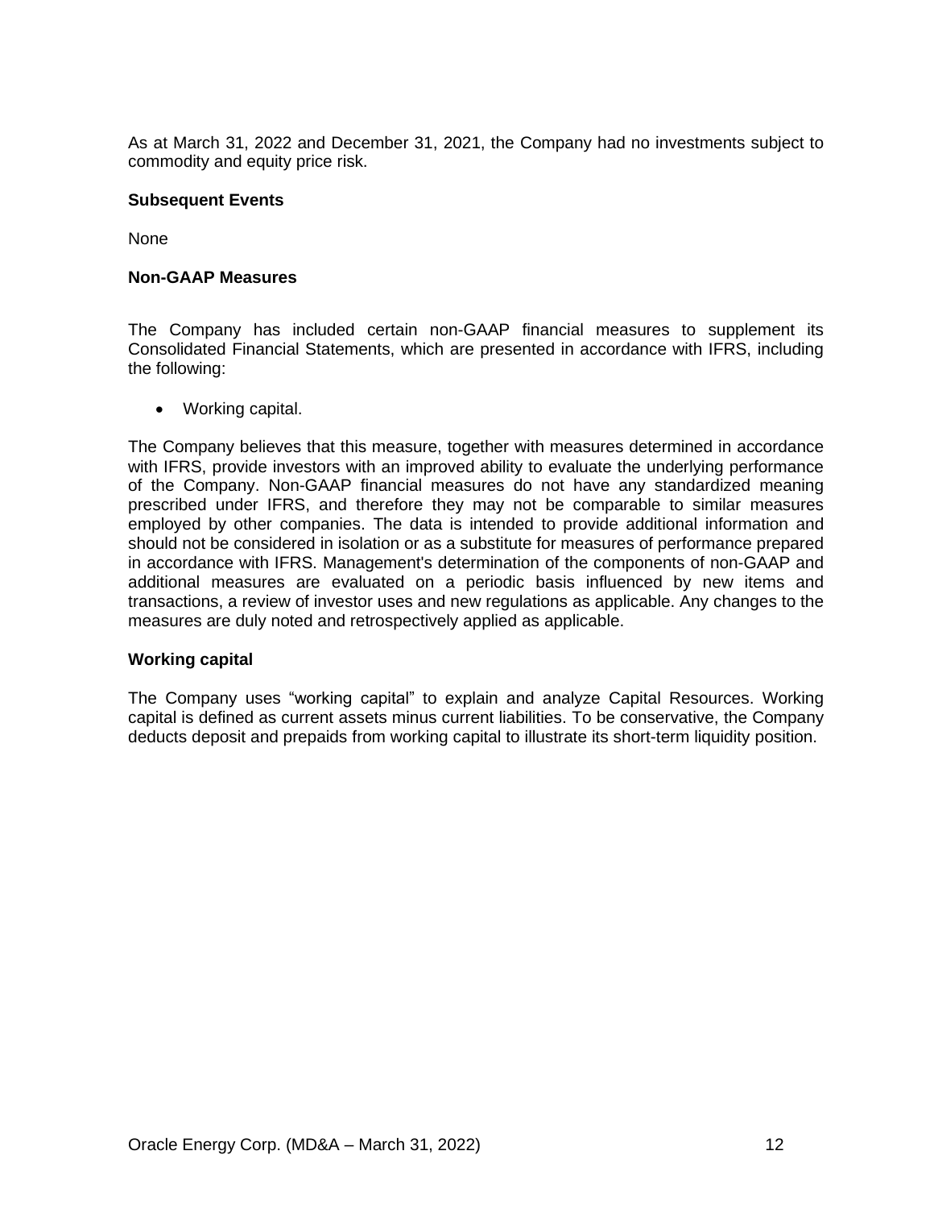As at March 31, 2022 and December 31, 2021, the Company had no investments subject to commodity and equity price risk.

## Subsequent Events

None

## Non-GAAP Measures

The Company has included certain non-GAAP financial measures to supplement its Consolidated Financial Statements, which are presented in accordance with IFRS, including the following:

- Working capital.

The Company believes that this measure, together with measures determined in accordance with IFRS, provide investors with an improved ability to evaluate the underlying performance of the Company. Non-GAAP financial measures do not have any standardized meaning prescribed under IFRS, and therefore they may not be comparable to similar measures employed by other companies. The data is intended to provide additional information and should not be considered in isolation or as a substitute for measures of performance prepared in accordance with IFRS. Management's determination of the components of non-GAAP and additional measures are evaluated on a periodic basis influenced by new items and transactions, a review of investor uses and new regulations as applicable. Any changes to the measures are duly noted and retrospectively applied as applicable.

## Working capital

The Company uses "working capital" to explain and analyze Capital Resources. Working capital is defined as current assets minus current liabilities. To be conservative, the Company deducts deposit and prepaids from working capital to illustrate its short-term liquidity position.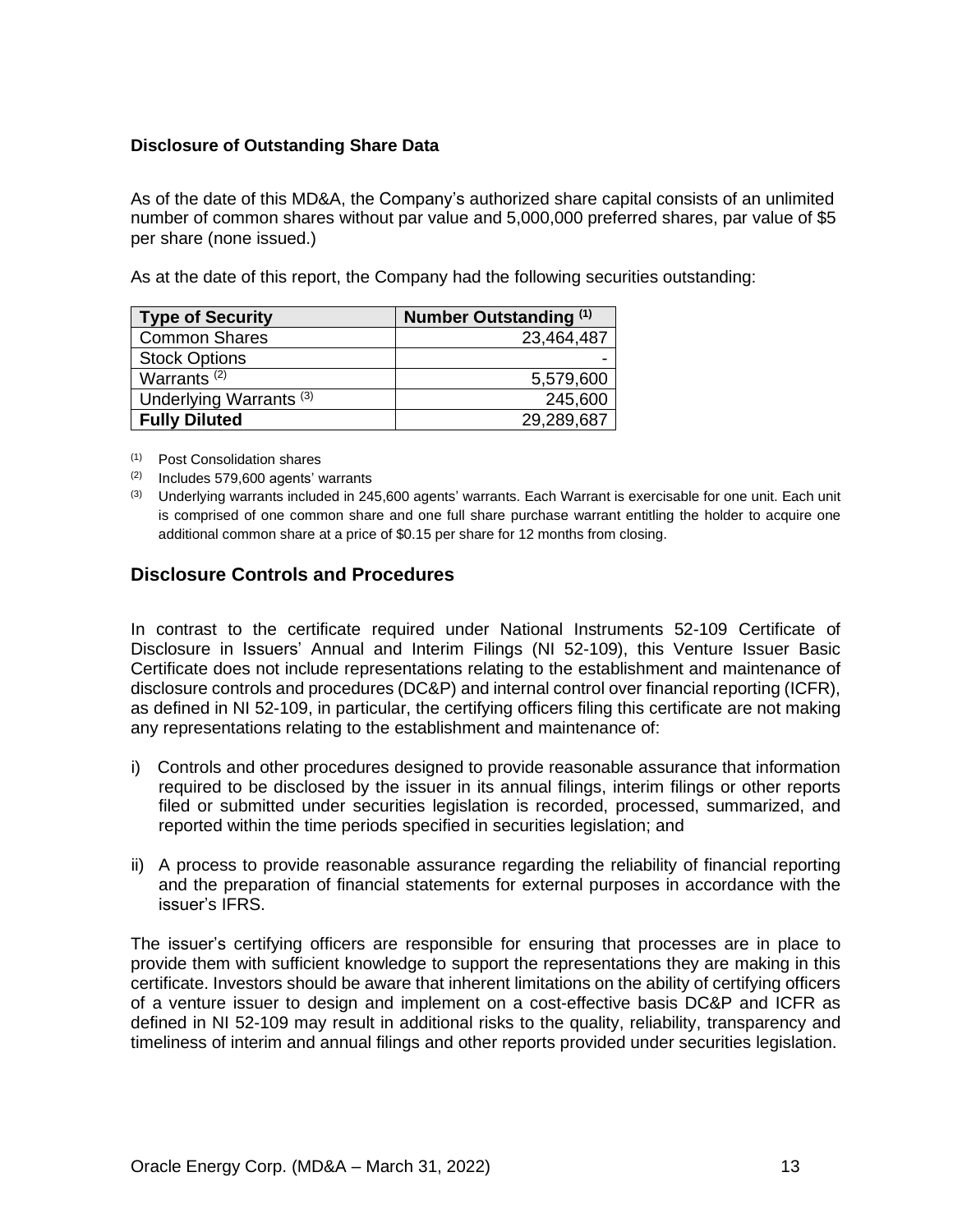### Disclosure of Outstanding Share Data

As of the date of this MD&A, the Company's authorized share capital consists of an unlimited number of common shares without par value and 5,000,000 preferred shares, par value of $5 per share (none issued.)

As at the date of this report, the Company had the following securities outstanding:

| Type of Security | Number Outstanding (1) |
|---|---:|
| Common Shares | 23,464,487 |
| Stock Options | - |
| Warrants (2) | 5,579,600 |
| Underlying Warrants (3) | 245,600 |
| **Fully Diluted** | 29,289,687 |

(1) Post Consolidation shares

(2) Includes 579,600 agents' warrants

(3) Underlying warrants included in 245,600 agents' warrants. Each Warrant is exercisable for one unit. Each unit is comprised of one common share and one full share purchase warrant entitling the holder to acquire one additional common share at a price of $0.15 per share for 12 months from closing.

## Disclosure Controls and Procedures

In contrast to the certificate required under National Instruments 52-109 Certificate of Disclosure in Issuers' Annual and Interim Filings (NI 52-109), this Venture Issuer Basic Certificate does not include representations relating to the establishment and maintenance of disclosure controls and procedures (DC&P) and internal control over financial reporting (ICFR), as defined in NI 52-109, in particular, the certifying officers filing this certificate are not making any representations relating to the establishment and maintenance of:

i) Controls and other procedures designed to provide reasonable assurance that information required to be disclosed by the issuer in its annual filings, interim filings or other reports filed or submitted under securities legislation is recorded, processed, summarized, and reported within the time periods specified in securities legislation; and

ii) A process to provide reasonable assurance regarding the reliability of financial reporting and the preparation of financial statements for external purposes in accordance with the issuer's IFRS.

The issuer's certifying officers are responsible for ensuring that processes are in place to provide them with sufficient knowledge to support the representations they are making in this certificate. Investors should be aware that inherent limitations on the ability of certifying officers of a venture issuer to design and implement on a cost-effective basis DC&P and ICFR as defined in NI 52-109 may result in additional risks to the quality, reliability, transparency and timeliness of interim and annual filings and other reports provided under securities legislation.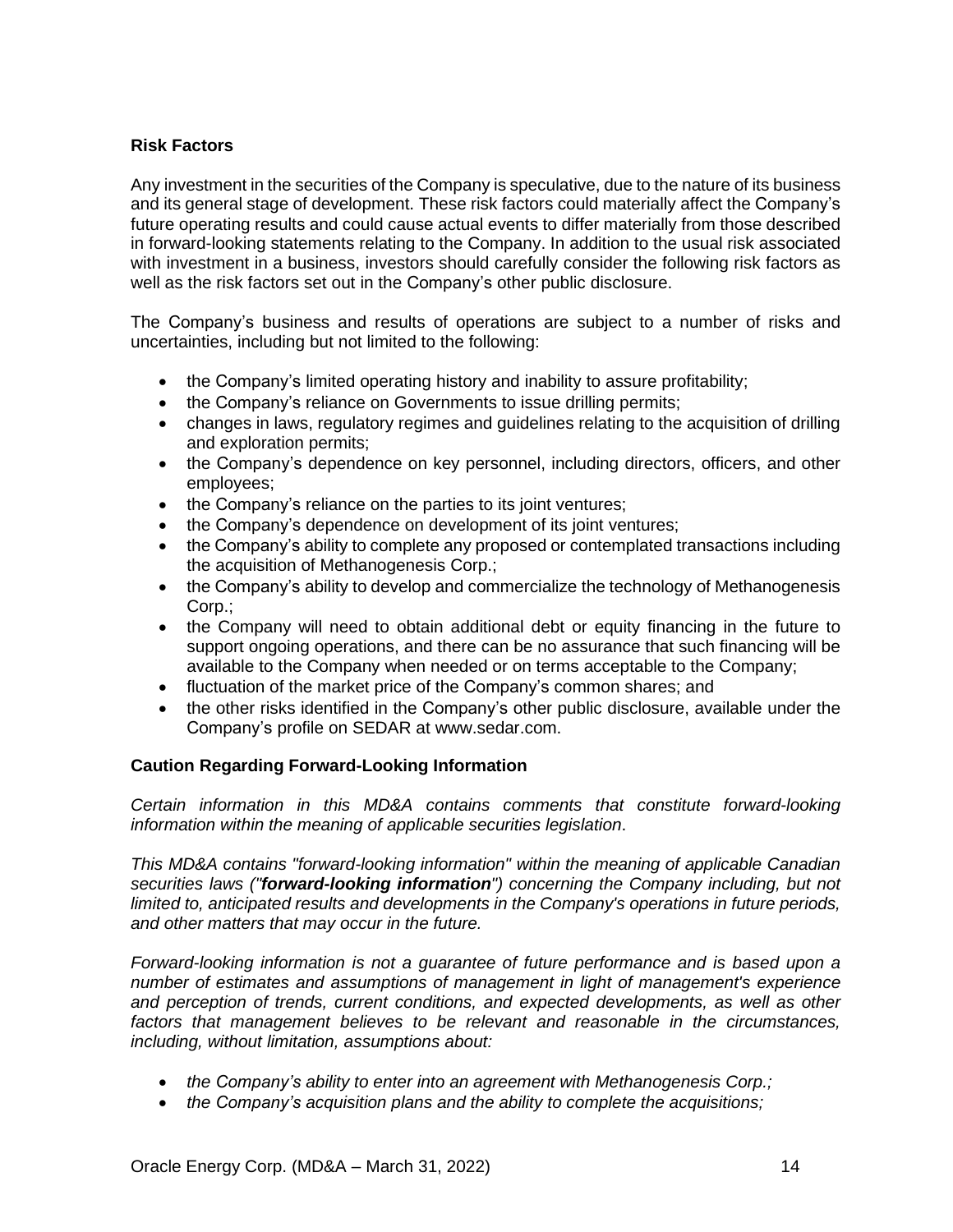## Risk Factors

Any investment in the securities of the Company is speculative, due to the nature of its business and its general stage of development. These risk factors could materially affect the Company's future operating results and could cause actual events to differ materially from those described in forward-looking statements relating to the Company. In addition to the usual risk associated with investment in a business, investors should carefully consider the following risk factors as well as the risk factors set out in the Company's other public disclosure.

The Company's business and results of operations are subject to a number of risks and uncertainties, including but not limited to the following:

- the Company's limited operating history and inability to assure profitability;
- the Company's reliance on Governments to issue drilling permits;
- changes in laws, regulatory regimes and guidelines relating to the acquisition of drilling and exploration permits;
- the Company's dependence on key personnel, including directors, officers, and other employees;
- the Company's reliance on the parties to its joint ventures;
- the Company's dependence on development of its joint ventures;
- the Company's ability to complete any proposed or contemplated transactions including the acquisition of Methanogenesis Corp.;
- the Company's ability to develop and commercialize the technology of Methanogenesis Corp.;
- the Company will need to obtain additional debt or equity financing in the future to support ongoing operations, and there can be no assurance that such financing will be available to the Company when needed or on terms acceptable to the Company;
- fluctuation of the market price of the Company's common shares; and
- the other risks identified in the Company's other public disclosure, available under the Company's profile on SEDAR at www.sedar.com.

## Caution Regarding Forward-Looking Information

*Certain information in this MD&A contains comments that constitute forward-looking information within the meaning of applicable securities legislation.*

*This MD&A contains "forward-looking information" within the meaning of applicable Canadian securities laws ("**forward-looking information**") concerning the Company including, but not limited to, anticipated results and developments in the Company's operations in future periods, and other matters that may occur in the future.*

*Forward-looking information is not a guarantee of future performance and is based upon a number of estimates and assumptions of management in light of management's experience and perception of trends, current conditions, and expected developments, as well as other factors that management believes to be relevant and reasonable in the circumstances, including, without limitation, assumptions about:*

- *the Company's ability to enter into an agreement with Methanogenesis Corp.;*
- *the Company's acquisition plans and the ability to complete the acquisitions;*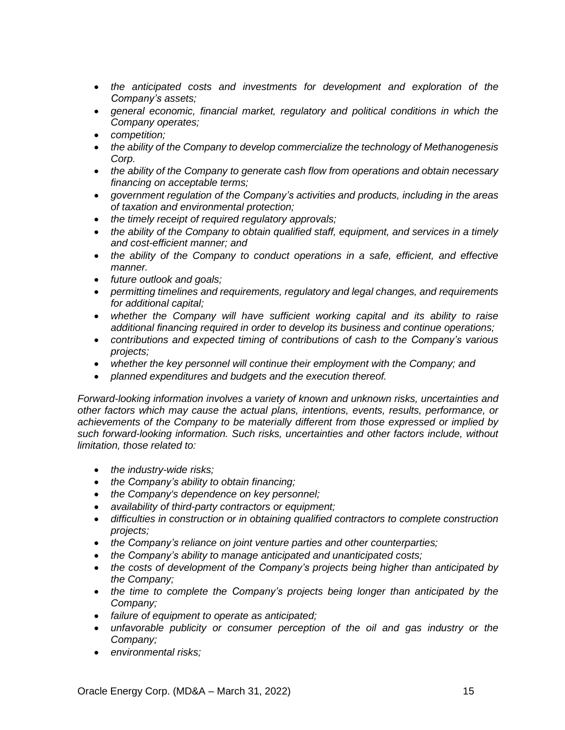- *the anticipated costs and investments for development and exploration of the Company's assets;*
- *general economic, financial market, regulatory and political conditions in which the Company operates;*
- *competition;*
- *the ability of the Company to develop commercialize the technology of Methanogenesis Corp.*
- *the ability of the Company to generate cash flow from operations and obtain necessary financing on acceptable terms;*
- *government regulation of the Company's activities and products, including in the areas of taxation and environmental protection;*
- *the timely receipt of required regulatory approvals;*
- *the ability of the Company to obtain qualified staff, equipment, and services in a timely and cost-efficient manner; and*
- *the ability of the Company to conduct operations in a safe, efficient, and effective manner.*
- *future outlook and goals;*
- *permitting timelines and requirements, regulatory and legal changes, and requirements for additional capital;*
- *whether the Company will have sufficient working capital and its ability to raise additional financing required in order to develop its business and continue operations;*
- *contributions and expected timing of contributions of cash to the Company's various projects;*
- *whether the key personnel will continue their employment with the Company; and*
- *planned expenditures and budgets and the execution thereof.*

*Forward-looking information involves a variety of known and unknown risks, uncertainties and other factors which may cause the actual plans, intentions, events, results, performance, or achievements of the Company to be materially different from those expressed or implied by such forward-looking information. Such risks, uncertainties and other factors include, without limitation, those related to:*

- *the industry-wide risks;*
- *the Company's ability to obtain financing;*
- *the Company's dependence on key personnel;*
- *availability of third-party contractors or equipment;*
- *difficulties in construction or in obtaining qualified contractors to complete construction projects;*
- *the Company's reliance on joint venture parties and other counterparties;*
- *the Company's ability to manage anticipated and unanticipated costs;*
- *the costs of development of the Company's projects being higher than anticipated by the Company;*
- *the time to complete the Company's projects being longer than anticipated by the Company;*
- *failure of equipment to operate as anticipated;*
- *unfavorable publicity or consumer perception of the oil and gas industry or the Company;*
- *environmental risks;*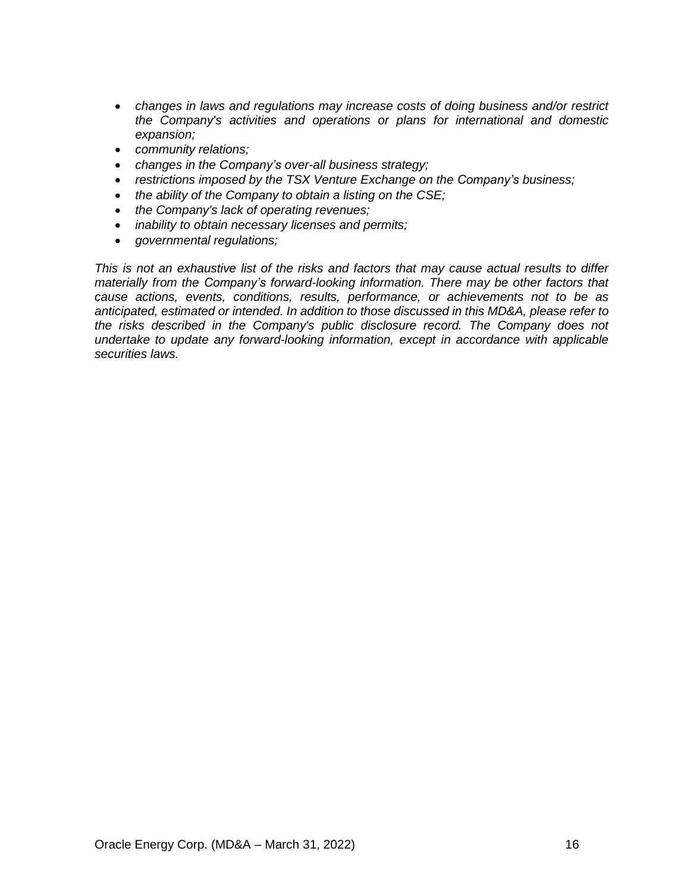- *changes in laws and regulations may increase costs of doing business and/or restrict the Company's activities and operations or plans for international and domestic expansion;*
- *community relations;*
- *changes in the Company's over-all business strategy;*
- *restrictions imposed by the TSX Venture Exchange on the Company's business;*
- *the ability of the Company to obtain a listing on the CSE;*
- *the Company's lack of operating revenues;*
- *inability to obtain necessary licenses and permits;*
- *governmental regulations;*

*This is not an exhaustive list of the risks and factors that may cause actual results to differ materially from the Company's forward-looking information. There may be other factors that cause actions, events, conditions, results, performance, or achievements not to be as anticipated, estimated or intended. In addition to those discussed in this MD&A, please refer to the risks described in the Company's public disclosure record. The Company does not undertake to update any forward-looking information, except in accordance with applicable securities laws.*